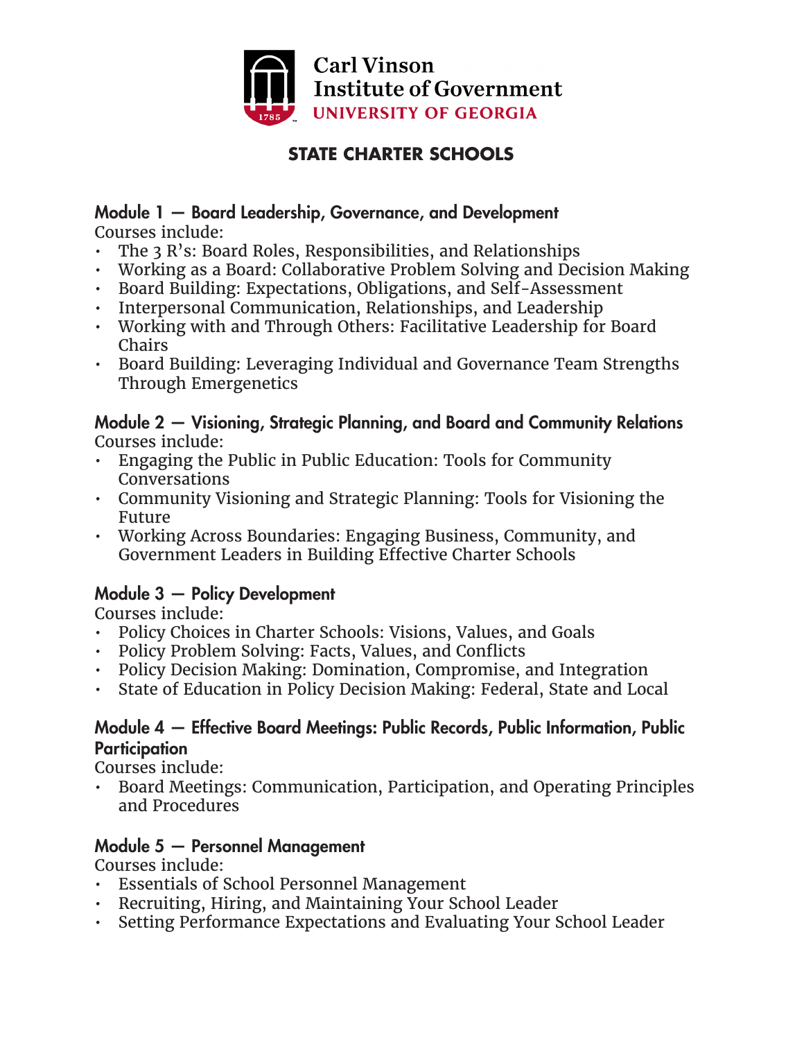Carl Vinson Institute of Government
UNIVERSITY OF GEORGIA

# STATE CHARTER SCHOOLS

## Module 1 — Board Leadership, Governance, and Development

Courses include:

- The 3 R's: Board Roles, Responsibilities, and Relationships
- Working as a Board: Collaborative Problem Solving and Decision Making
- Board Building: Expectations, Obligations, and Self-Assessment
- Interpersonal Communication, Relationships, and Leadership
- Working with and Through Others: Facilitative Leadership for Board Chairs
- Board Building: Leveraging Individual and Governance Team Strengths Through Emergenetics

## Module 2 — Visioning, Strategic Planning, and Board and Community Relations

Courses include:

- Engaging the Public in Public Education: Tools for Community Conversations
- Community Visioning and Strategic Planning: Tools for Visioning the Future
- Working Across Boundaries: Engaging Business, Community, and Government Leaders in Building Effective Charter Schools

## Module 3 — Policy Development

Courses include:

- Policy Choices in Charter Schools: Visions, Values, and Goals
- Policy Problem Solving: Facts, Values, and Conflicts
- Policy Decision Making: Domination, Compromise, and Integration
- State of Education in Policy Decision Making: Federal, State and Local

## Module 4 — Effective Board Meetings: Public Records, Public Information, Public Participation

Courses include:

- Board Meetings: Communication, Participation, and Operating Principles and Procedures

## Module 5 — Personnel Management

Courses include:

- Essentials of School Personnel Management
- Recruiting, Hiring, and Maintaining Your School Leader
- Setting Performance Expectations and Evaluating Your School Leader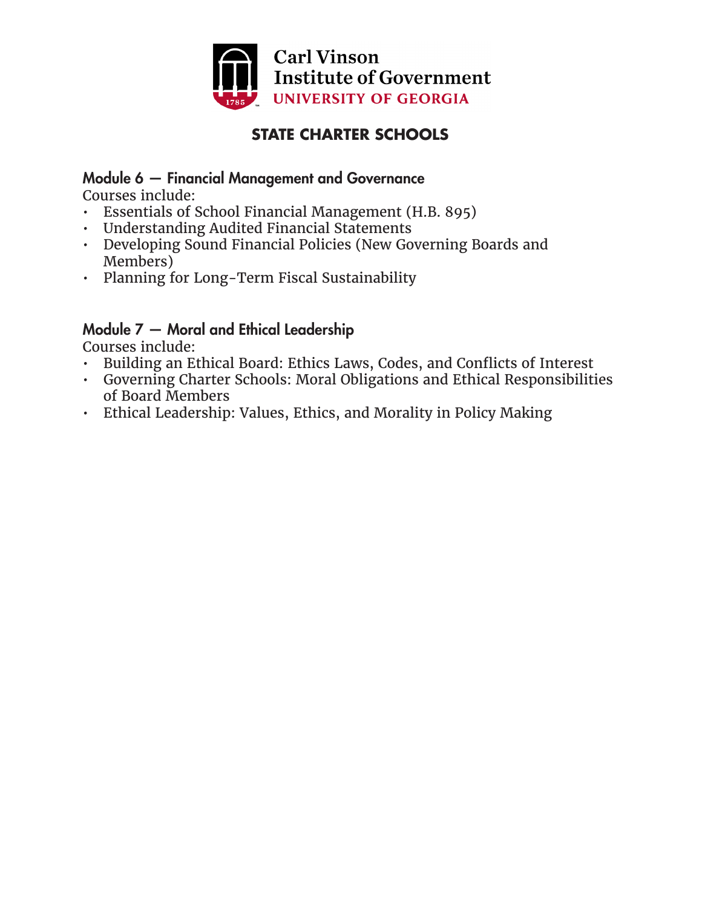Carl Vinson
Institute of Government
UNIVERSITY OF GEORGIA

# STATE CHARTER SCHOOLS

## Module 6 — Financial Management and Governance

Courses include:

- Essentials of School Financial Management (H.B. 895)
- Understanding Audited Financial Statements
- Developing Sound Financial Policies (New Governing Boards and Members)
- Planning for Long-Term Fiscal Sustainability

## Module 7 — Moral and Ethical Leadership

Courses include:

- Building an Ethical Board: Ethics Laws, Codes, and Conflicts of Interest
- Governing Charter Schools: Moral Obligations and Ethical Responsibilities of Board Members
- Ethical Leadership: Values, Ethics, and Morality in Policy Making